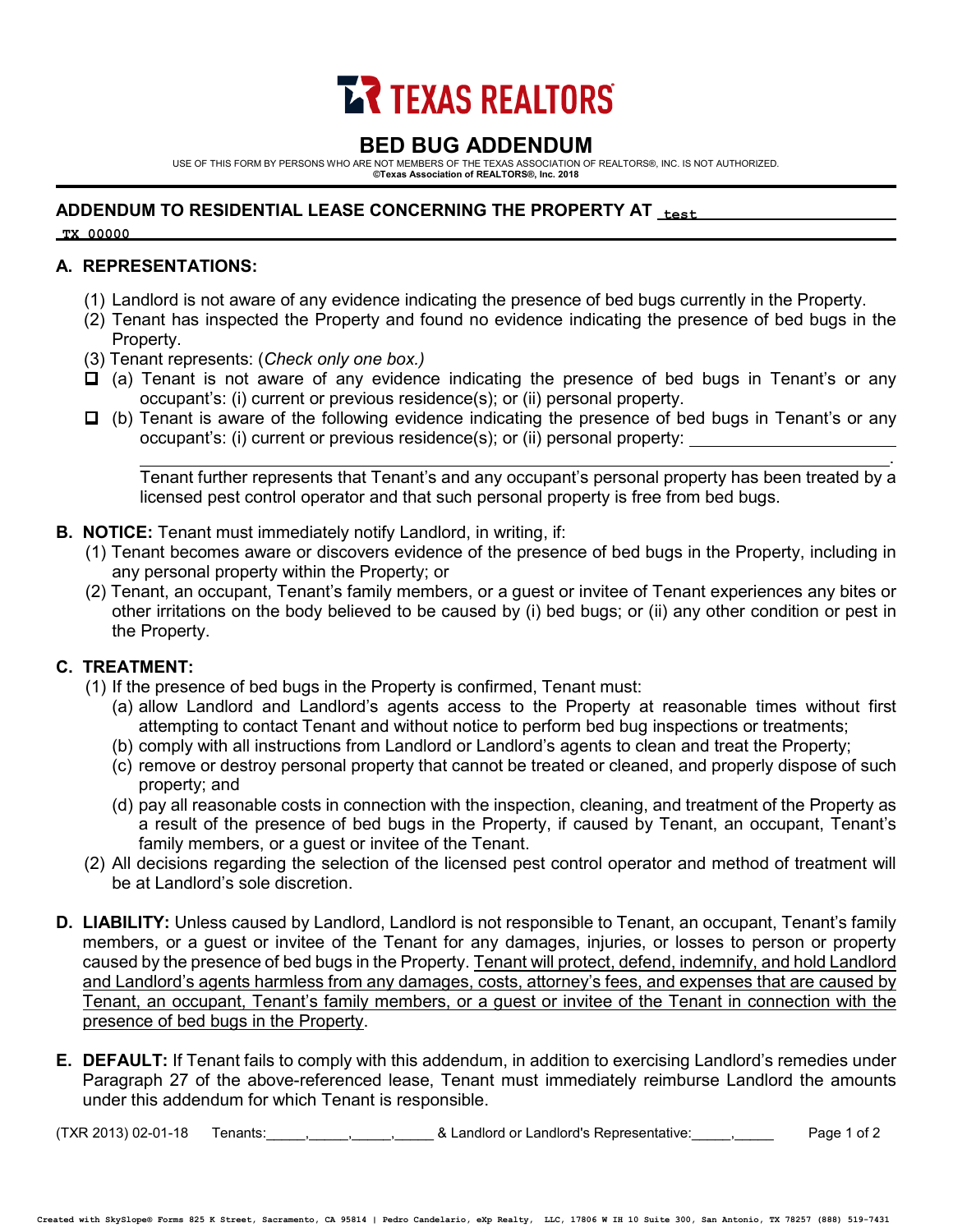TEXAS REALTORS

# BED BUG ADDENDUM

USE OF THIS FORM BY PERSONS WHO ARE NOT MEMBERS OF THE TEXAS ASSOCIATION OF REALTORS®, INC. IS NOT AUTHORIZED.
**©Texas Association of REALTORS®, Inc. 2018**

**ADDENDUM TO RESIDENTIAL LEASE CONCERNING THE PROPERTY AT** test
TX 00000

## A. REPRESENTATIONS:

(1) Landlord is not aware of any evidence indicating the presence of bed bugs currently in the Property.
(2) Tenant has inspected the Property and found no evidence indicating the presence of bed bugs in the Property.
(3) Tenant represents: (*Check only one box.)*

- ☐ (a) Tenant is not aware of any evidence indicating the presence of bed bugs in Tenant's or any occupant's: (i) current or previous residence(s); or (ii) personal property.
- ☐ (b) Tenant is aware of the following evidence indicating the presence of bed bugs in Tenant's or any occupant's: (i) current or previous residence(s); or (ii) personal property: ____________________
  ____________________________________________.
  Tenant further represents that Tenant's and any occupant's personal property has been treated by a licensed pest control operator and that such personal property is free from bed bugs.

**B. NOTICE:** Tenant must immediately notify Landlord, in writing, if:
(1) Tenant becomes aware or discovers evidence of the presence of bed bugs in the Property, including in any personal property within the Property; or
(2) Tenant, an occupant, Tenant's family members, or a guest or invitee of Tenant experiences any bites or other irritations on the body believed to be caused by (i) bed bugs; or (ii) any other condition or pest in the Property.

**C. TREATMENT:**
(1) If the presence of bed bugs in the Property is confirmed, Tenant must:
  (a) allow Landlord and Landlord's agents access to the Property at reasonable times without first attempting to contact Tenant and without notice to perform bed bug inspections or treatments;
  (b) comply with all instructions from Landlord or Landlord's agents to clean and treat the Property;
  (c) remove or destroy personal property that cannot be treated or cleaned, and properly dispose of such property; and
  (d) pay all reasonable costs in connection with the inspection, cleaning, and treatment of the Property as a result of the presence of bed bugs in the Property, if caused by Tenant, an occupant, Tenant's family members, or a guest or invitee of the Tenant.
(2) All decisions regarding the selection of the licensed pest control operator and method of treatment will be at Landlord's sole discretion.

**D. LIABILITY:** Unless caused by Landlord, Landlord is not responsible to Tenant, an occupant, Tenant's family members, or a guest or invitee of the Tenant for any damages, injuries, or losses to person or property caused by the presence of bed bugs in the Property. <u>Tenant will protect, defend, indemnify, and hold Landlord and Landlord's agents harmless from any damages, costs, attorney's fees, and expenses that are caused by Tenant, an occupant, Tenant's family members, or a guest or invitee of the Tenant in connection with the presence of bed bugs in the Property</u>.

**E. DEFAULT:** If Tenant fails to comply with this addendum, in addition to exercising Landlord's remedies under Paragraph 27 of the above-referenced lease, Tenant must immediately reimburse Landlord the amounts under this addendum for which Tenant is responsible.

(TXR 2013) 02-01-18 Tenants:_____,_____,_____,_____ & Landlord or Landlord's Representative:_____,_____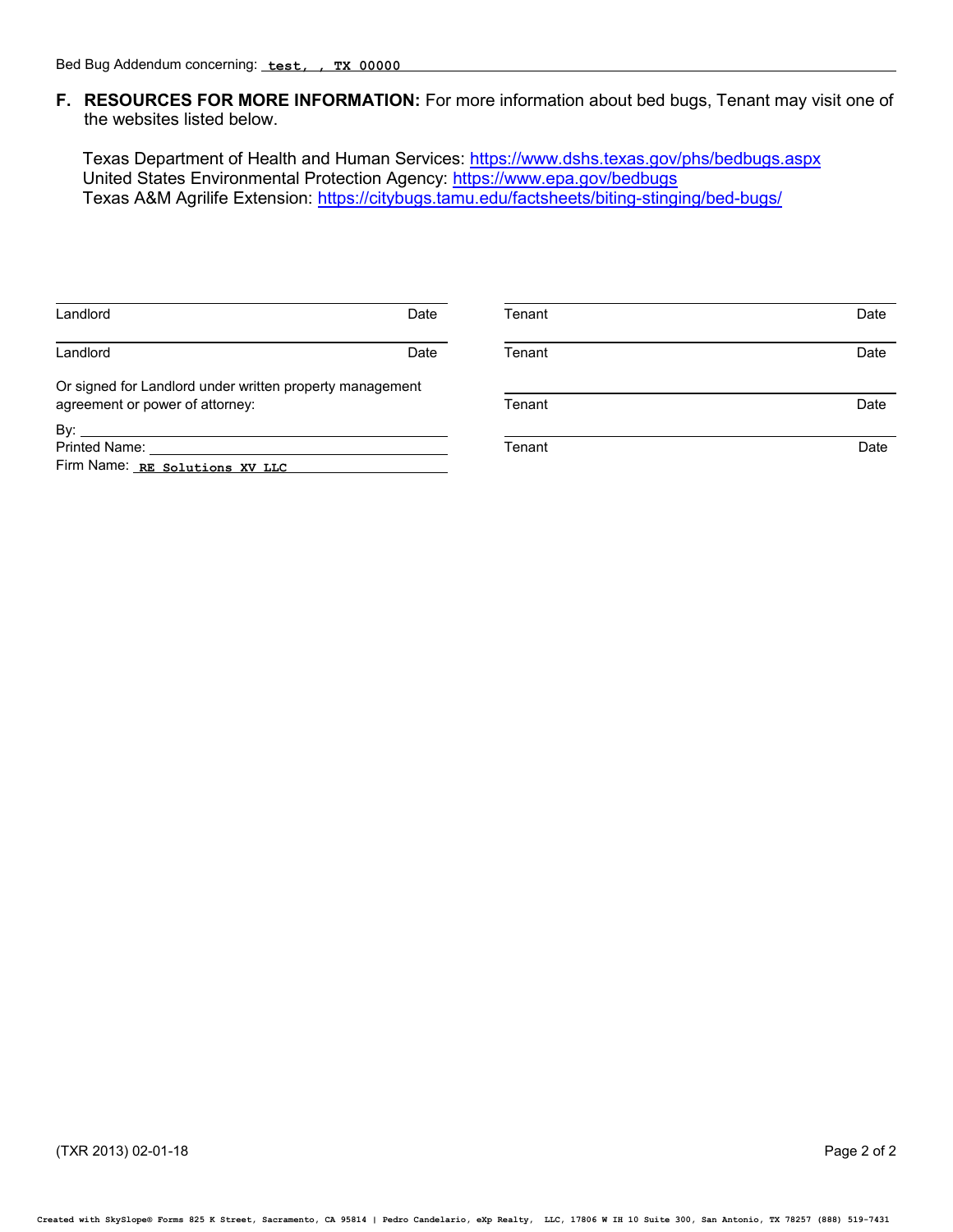Bed Bug Addendum concerning: test, , TX 00000

**F. RESOURCES FOR MORE INFORMATION:** For more information about bed bugs, Tenant may visit one of the websites listed below.

Texas Department of Health and Human Services: https://www.dshs.texas.gov/phs/bedbugs.aspx
United States Environmental Protection Agency: https://www.epa.gov/bedbugs
Texas A&M Agrilife Extension: https://citybugs.tamu.edu/factsheets/biting-stinging/bed-bugs/

| | | | |
|---|---|---|---|
| Landlord | Date | Tenant | Date |
| Landlord | Date | Tenant | Date |

Or signed for Landlord under written property management agreement or power of attorney:

By: ____________________

Printed Name: ____________________

Firm Name: RE Solutions XV LLC

| | |
|---|---|
| Tenant | Date |
| Tenant | Date |

(TXR 2013) 02-01-18

Created with SkySlope® Forms 825 K Street, Sacramento, CA 95814 | Pedro Candelario, eXp Realty, LLC, 17806 W IH 10 Suite 300, San Antonio, TX 78257 (888) 519-7431